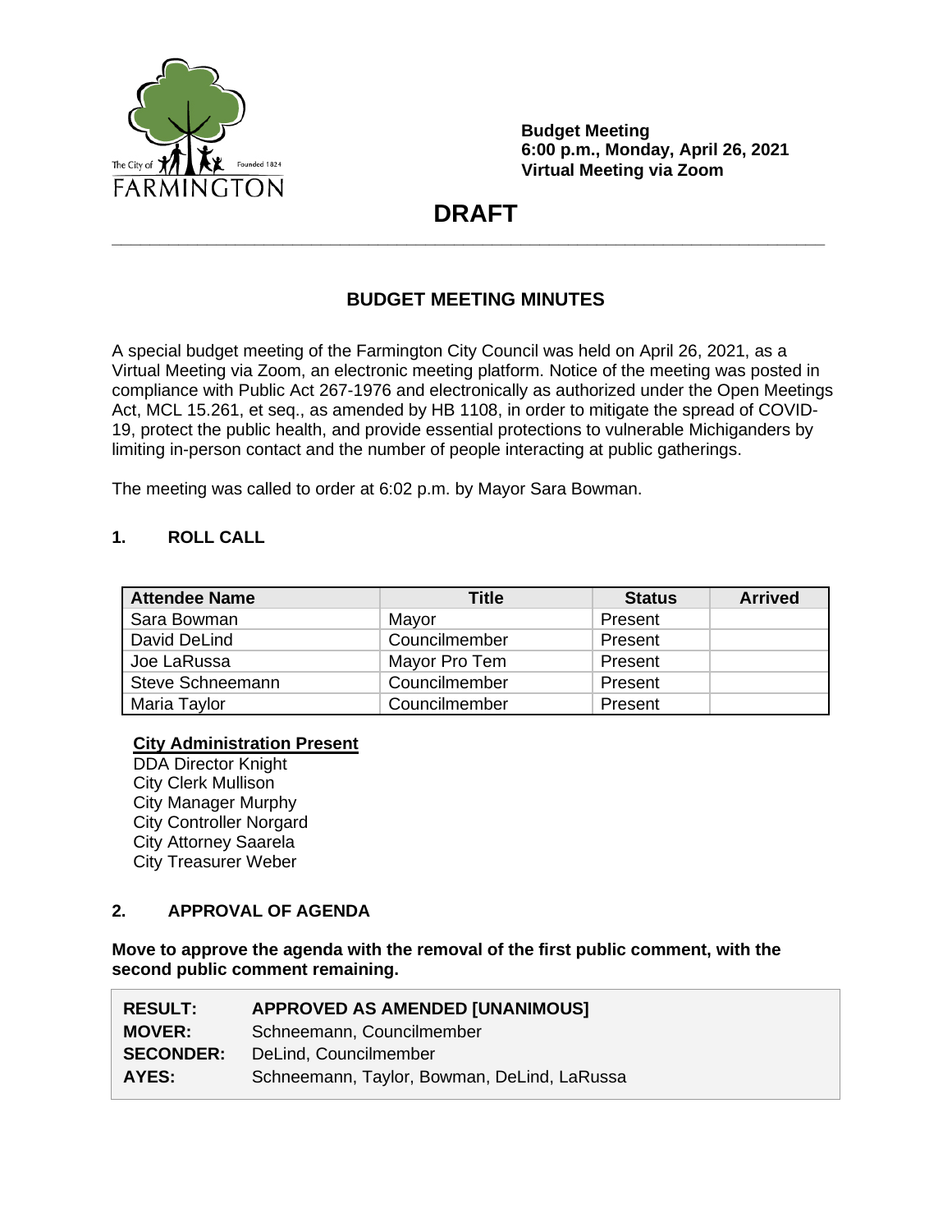The City of Farmington Founded 1824
FARMINGTON

**Budget Meeting**
**6:00 p.m., Monday, April 26, 2021**
**Virtual Meeting via Zoom**

# DRAFT

## BUDGET MEETING MINUTES

A special budget meeting of the Farmington City Council was held on April 26, 2021, as a Virtual Meeting via Zoom, an electronic meeting platform. Notice of the meeting was posted in compliance with Public Act 267-1976 and electronically as authorized under the Open Meetings Act, MCL 15.261, et seq., as amended by HB 1108, in order to mitigate the spread of COVID-19, protect the public health, and provide essential protections to vulnerable Michiganders by limiting in-person contact and the number of people interacting at public gatherings.

The meeting was called to order at 6:02 p.m. by Mayor Sara Bowman.

### 1. ROLL CALL

| Attendee Name | Title | Status | Arrived |
|---|---|---|---|
| Sara Bowman | Mayor | Present | |
| David DeLind | Councilmember | Present | |
| Joe LaRussa | Mayor Pro Tem | Present | |
| Steve Schneemann | Councilmember | Present | |
| Maria Taylor | Councilmember | Present | |

**City Administration Present**
DDA Director Knight
City Clerk Mullison
City Manager Murphy
City Controller Norgard
City Attorney Saarela
City Treasurer Weber

### 2. APPROVAL OF AGENDA

**Move to approve the agenda with the removal of the first public comment, with the second public comment remaining.**

| | |
|---|---|
| **RESULT:** | **APPROVED AS AMENDED [UNANIMOUS]** |
| **MOVER:** | Schneemann, Councilmember |
| **SECONDER:** | DeLind, Councilmember |
| **AYES:** | Schneemann, Taylor, Bowman, DeLind, LaRussa |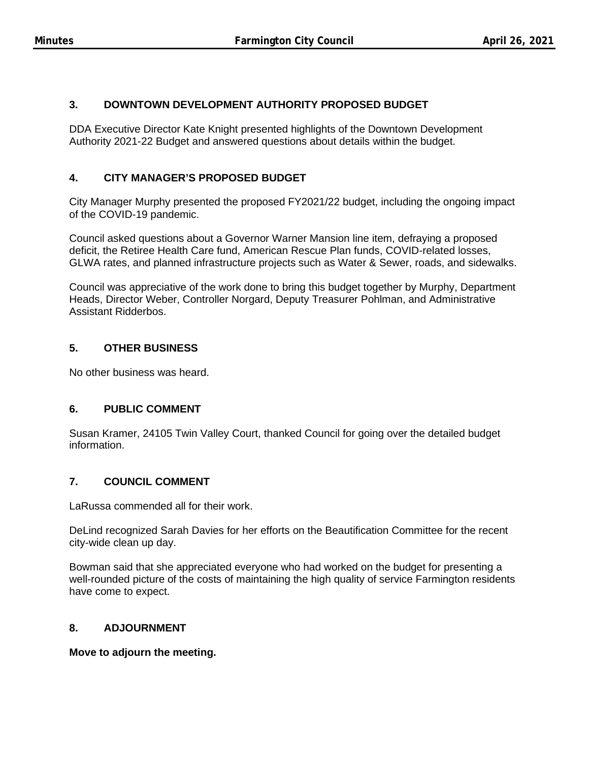## 3. DOWNTOWN DEVELOPMENT AUTHORITY PROPOSED BUDGET

DDA Executive Director Kate Knight presented highlights of the Downtown Development Authority 2021-22 Budget and answered questions about details within the budget.

## 4. CITY MANAGER'S PROPOSED BUDGET

City Manager Murphy presented the proposed FY2021/22 budget, including the ongoing impact of the COVID-19 pandemic.

Council asked questions about a Governor Warner Mansion line item, defraying a proposed deficit, the Retiree Health Care fund, American Rescue Plan funds, COVID-related losses, GLWA rates, and planned infrastructure projects such as Water & Sewer, roads, and sidewalks.

Council was appreciative of the work done to bring this budget together by Murphy, Department Heads, Director Weber, Controller Norgard, Deputy Treasurer Pohlman, and Administrative Assistant Ridderbos.

## 5. OTHER BUSINESS

No other business was heard.

## 6. PUBLIC COMMENT

Susan Kramer, 24105 Twin Valley Court, thanked Council for going over the detailed budget information.

## 7. COUNCIL COMMENT

LaRussa commended all for their work.

DeLind recognized Sarah Davies for her efforts on the Beautification Committee for the recent city-wide clean up day.

Bowman said that she appreciated everyone who had worked on the budget for presenting a well-rounded picture of the costs of maintaining the high quality of service Farmington residents have come to expect.

## 8. ADJOURNMENT

**Move to adjourn the meeting.**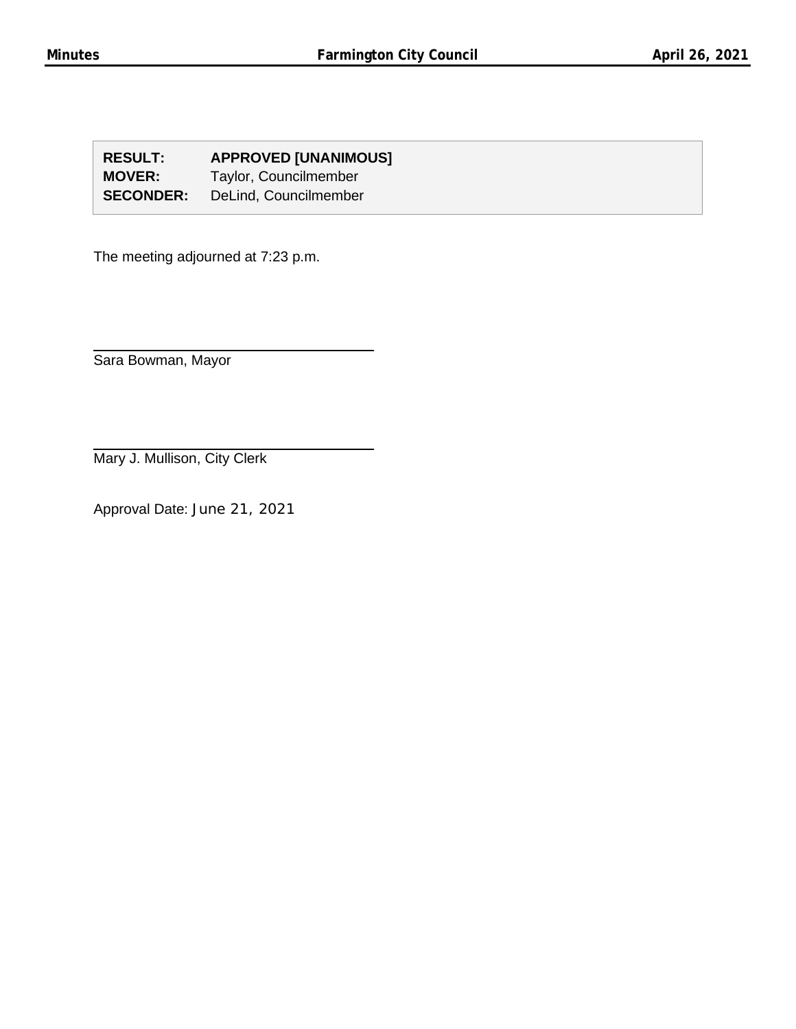| | |
|---|---|
| **RESULT:** | **APPROVED [UNANIMOUS]** |
| **MOVER:** | Taylor, Councilmember |
| **SECONDER:** | DeLind, Councilmember |

The meeting adjourned at 7:23 p.m.

Sara Bowman, Mayor

Mary J. Mullison, City Clerk

Approval Date: June 21, 2021